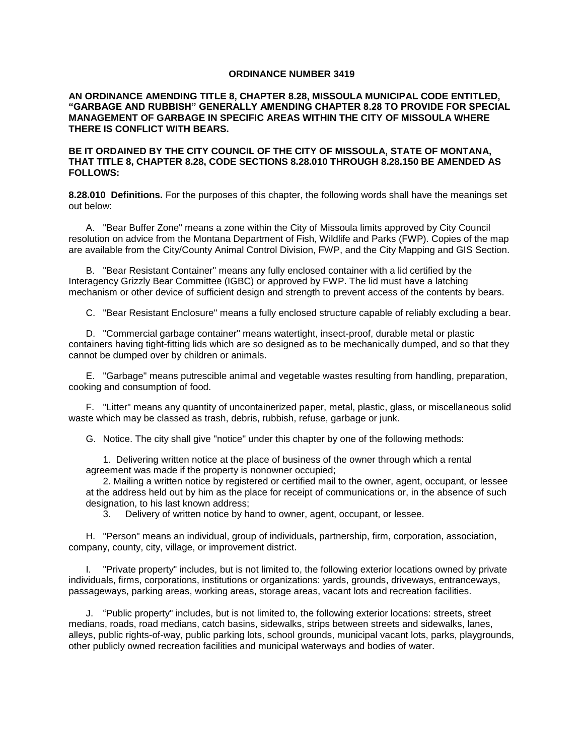# ORDINANCE NUMBER 3419

**AN ORDINANCE AMENDING TITLE 8, CHAPTER 8.28, MISSOULA MUNICIPAL CODE ENTITLED, "GARBAGE AND RUBBISH" GENERALLY AMENDING CHAPTER 8.28 TO PROVIDE FOR SPECIAL MANAGEMENT OF GARBAGE IN SPECIFIC AREAS WITHIN THE CITY OF MISSOULA WHERE THERE IS CONFLICT WITH BEARS.**

**BE IT ORDAINED BY THE CITY COUNCIL OF THE CITY OF MISSOULA, STATE OF MONTANA, THAT TITLE 8, CHAPTER 8.28, CODE SECTIONS 8.28.010 THROUGH 8.28.150 BE AMENDED AS FOLLOWS:**

**8.28.010 Definitions.** For the purposes of this chapter, the following words shall have the meanings set out below:

A. "Bear Buffer Zone" means a zone within the City of Missoula limits approved by City Council resolution on advice from the Montana Department of Fish, Wildlife and Parks (FWP). Copies of the map are available from the City/County Animal Control Division, FWP, and the City Mapping and GIS Section.

B. "Bear Resistant Container" means any fully enclosed container with a lid certified by the Interagency Grizzly Bear Committee (IGBC) or approved by FWP. The lid must have a latching mechanism or other device of sufficient design and strength to prevent access of the contents by bears.

C. "Bear Resistant Enclosure" means a fully enclosed structure capable of reliably excluding a bear.

D. "Commercial garbage container" means watertight, insect-proof, durable metal or plastic containers having tight-fitting lids which are so designed as to be mechanically dumped, and so that they cannot be dumped over by children or animals.

E. "Garbage" means putrescible animal and vegetable wastes resulting from handling, preparation, cooking and consumption of food.

F. "Litter" means any quantity of uncontainerized paper, metal, plastic, glass, or miscellaneous solid waste which may be classed as trash, debris, rubbish, refuse, garbage or junk.

G. Notice. The city shall give "notice" under this chapter by one of the following methods:

1. Delivering written notice at the place of business of the owner through which a rental agreement was made if the property is nonowner occupied;
2. Mailing a written notice by registered or certified mail to the owner, agent, occupant, or lessee at the address held out by him as the place for receipt of communications or, in the absence of such designation, to his last known address;
3. Delivery of written notice by hand to owner, agent, occupant, or lessee.

H. "Person" means an individual, group of individuals, partnership, firm, corporation, association, company, county, city, village, or improvement district.

I. "Private property" includes, but is not limited to, the following exterior locations owned by private individuals, firms, corporations, institutions or organizations: yards, grounds, driveways, entranceways, passageways, parking areas, working areas, storage areas, vacant lots and recreation facilities.

J. "Public property" includes, but is not limited to, the following exterior locations: streets, street medians, roads, road medians, catch basins, sidewalks, strips between streets and sidewalks, lanes, alleys, public rights-of-way, public parking lots, school grounds, municipal vacant lots, parks, playgrounds, other publicly owned recreation facilities and municipal waterways and bodies of water.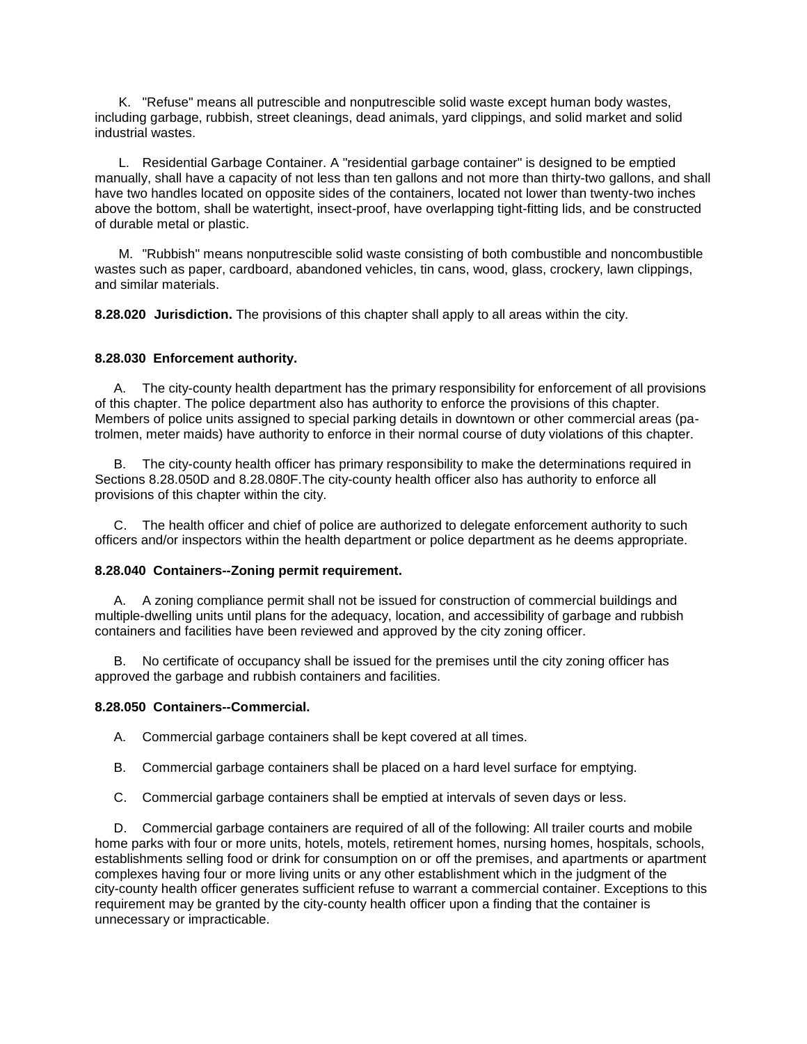K. "Refuse" means all putrescible and nonputrescible solid waste except human body wastes, including garbage, rubbish, street cleanings, dead animals, yard clippings, and solid market and solid industrial wastes.

L. Residential Garbage Container. A "residential garbage container" is designed to be emptied manually, shall have a capacity of not less than ten gallons and not more than thirty-two gallons, and shall have two handles located on opposite sides of the containers, located not lower than twenty-two inches above the bottom, shall be watertight, insect-proof, have overlapping tight-fitting lids, and be constructed of durable metal or plastic.

M. "Rubbish" means nonputrescible solid waste consisting of both combustible and noncombustible wastes such as paper, cardboard, abandoned vehicles, tin cans, wood, glass, crockery, lawn clippings, and similar materials.

**8.28.020 Jurisdiction.** The provisions of this chapter shall apply to all areas within the city.

**8.28.030 Enforcement authority.**

A. The city-county health department has the primary responsibility for enforcement of all provisions of this chapter. The police department also has authority to enforce the provisions of this chapter. Members of police units assigned to special parking details in downtown or other commercial areas (patrolmen, meter maids) have authority to enforce in their normal course of duty violations of this chapter.

B. The city-county health officer has primary responsibility to make the determinations required in Sections 8.28.050D and 8.28.080F.The city-county health officer also has authority to enforce all provisions of this chapter within the city.

C. The health officer and chief of police are authorized to delegate enforcement authority to such officers and/or inspectors within the health department or police department as he deems appropriate.

**8.28.040 Containers--Zoning permit requirement.**

A. A zoning compliance permit shall not be issued for construction of commercial buildings and multiple-dwelling units until plans for the adequacy, location, and accessibility of garbage and rubbish containers and facilities have been reviewed and approved by the city zoning officer.

B. No certificate of occupancy shall be issued for the premises until the city zoning officer has approved the garbage and rubbish containers and facilities.

**8.28.050 Containers--Commercial.**

A. Commercial garbage containers shall be kept covered at all times.

B. Commercial garbage containers shall be placed on a hard level surface for emptying.

C. Commercial garbage containers shall be emptied at intervals of seven days or less.

D. Commercial garbage containers are required of all of the following: All trailer courts and mobile home parks with four or more units, hotels, motels, retirement homes, nursing homes, hospitals, schools, establishments selling food or drink for consumption on or off the premises, and apartments or apartment complexes having four or more living units or any other establishment which in the judgment of the city-county health officer generates sufficient refuse to warrant a commercial container. Exceptions to this requirement may be granted by the city-county health officer upon a finding that the container is unnecessary or impracticable.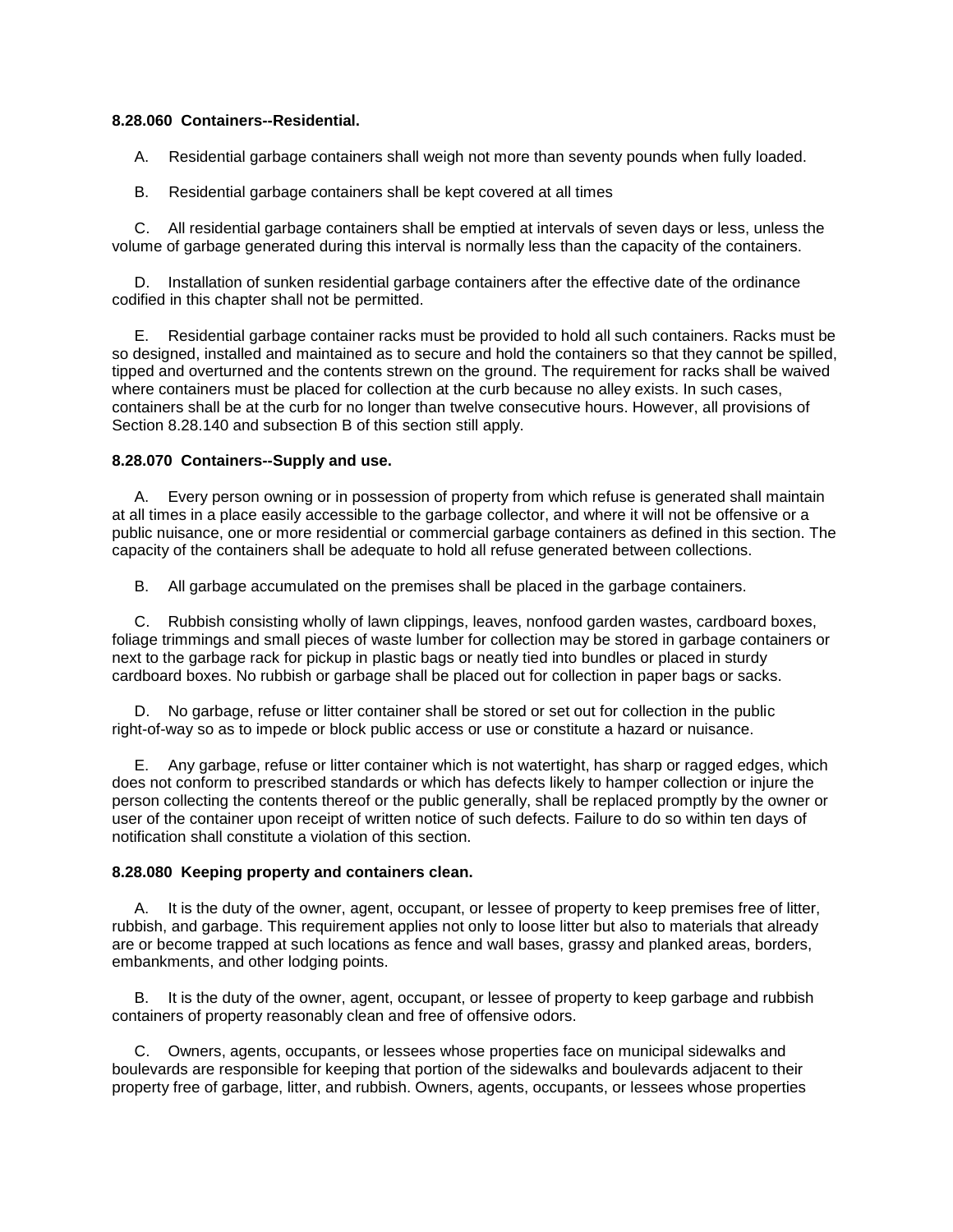**8.28.060 Containers--Residential.**

A. Residential garbage containers shall weigh not more than seventy pounds when fully loaded.

B. Residential garbage containers shall be kept covered at all times

C. All residential garbage containers shall be emptied at intervals of seven days or less, unless the volume of garbage generated during this interval is normally less than the capacity of the containers.

D. Installation of sunken residential garbage containers after the effective date of the ordinance codified in this chapter shall not be permitted.

E. Residential garbage container racks must be provided to hold all such containers. Racks must be so designed, installed and maintained as to secure and hold the containers so that they cannot be spilled, tipped and overturned and the contents strewn on the ground. The requirement for racks shall be waived where containers must be placed for collection at the curb because no alley exists. In such cases, containers shall be at the curb for no longer than twelve consecutive hours. However, all provisions of Section 8.28.140 and subsection B of this section still apply.

**8.28.070 Containers--Supply and use.**

A. Every person owning or in possession of property from which refuse is generated shall maintain at all times in a place easily accessible to the garbage collector, and where it will not be offensive or a public nuisance, one or more residential or commercial garbage containers as defined in this section. The capacity of the containers shall be adequate to hold all refuse generated between collections.

B. All garbage accumulated on the premises shall be placed in the garbage containers.

C. Rubbish consisting wholly of lawn clippings, leaves, nonfood garden wastes, cardboard boxes, foliage trimmings and small pieces of waste lumber for collection may be stored in garbage containers or next to the garbage rack for pickup in plastic bags or neatly tied into bundles or placed in sturdy cardboard boxes. No rubbish or garbage shall be placed out for collection in paper bags or sacks.

D. No garbage, refuse or litter container shall be stored or set out for collection in the public right-of-way so as to impede or block public access or use or constitute a hazard or nuisance.

E. Any garbage, refuse or litter container which is not watertight, has sharp or ragged edges, which does not conform to prescribed standards or which has defects likely to hamper collection or injure the person collecting the contents thereof or the public generally, shall be replaced promptly by the owner or user of the container upon receipt of written notice of such defects. Failure to do so within ten days of notification shall constitute a violation of this section.

**8.28.080 Keeping property and containers clean.**

A. It is the duty of the owner, agent, occupant, or lessee of property to keep premises free of litter, rubbish, and garbage. This requirement applies not only to loose litter but also to materials that already are or become trapped at such locations as fence and wall bases, grassy and planked areas, borders, embankments, and other lodging points.

B. It is the duty of the owner, agent, occupant, or lessee of property to keep garbage and rubbish containers of property reasonably clean and free of offensive odors.

C. Owners, agents, occupants, or lessees whose properties face on municipal sidewalks and boulevards are responsible for keeping that portion of the sidewalks and boulevards adjacent to their property free of garbage, litter, and rubbish. Owners, agents, occupants, or lessees whose properties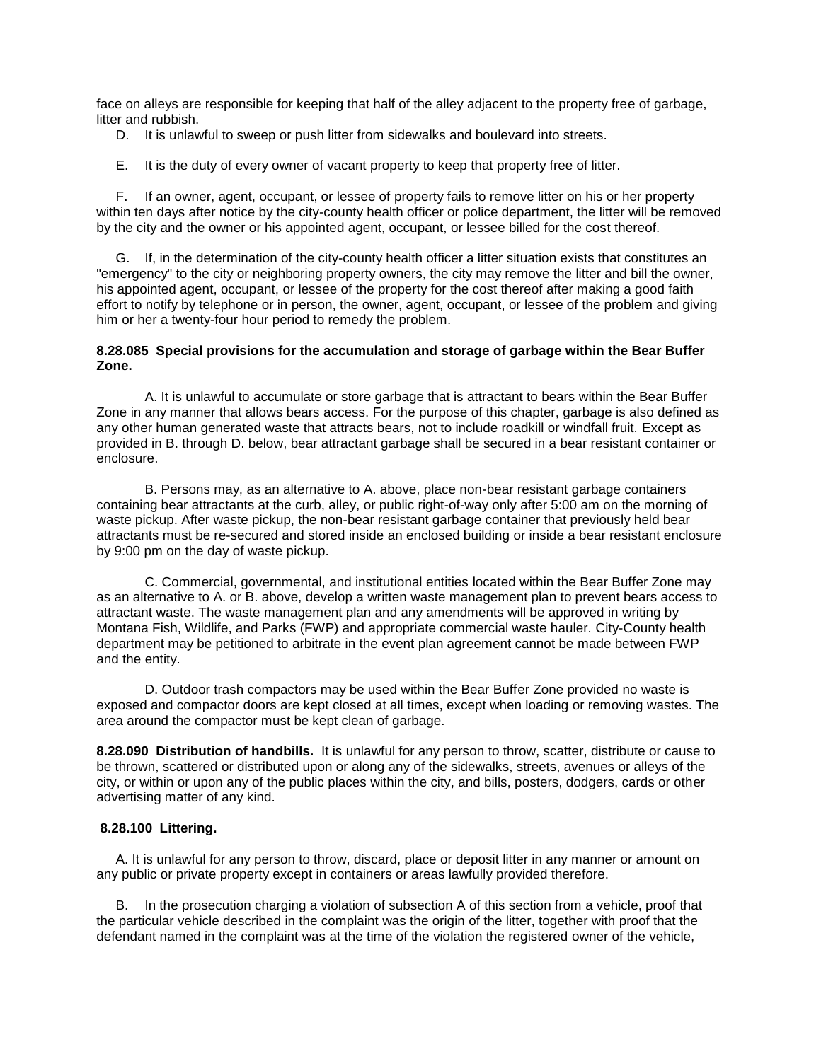face on alleys are responsible for keeping that half of the alley adjacent to the property free of garbage, litter and rubbish.

D. It is unlawful to sweep or push litter from sidewalks and boulevard into streets.

E. It is the duty of every owner of vacant property to keep that property free of litter.

F. If an owner, agent, occupant, or lessee of property fails to remove litter on his or her property within ten days after notice by the city-county health officer or police department, the litter will be removed by the city and the owner or his appointed agent, occupant, or lessee billed for the cost thereof.

G. If, in the determination of the city-county health officer a litter situation exists that constitutes an "emergency" to the city or neighboring property owners, the city may remove the litter and bill the owner, his appointed agent, occupant, or lessee of the property for the cost thereof after making a good faith effort to notify by telephone or in person, the owner, agent, occupant, or lessee of the problem and giving him or her a twenty-four hour period to remedy the problem.

**8.28.085 Special provisions for the accumulation and storage of garbage within the Bear Buffer Zone.**

A. It is unlawful to accumulate or store garbage that is attractant to bears within the Bear Buffer Zone in any manner that allows bears access. For the purpose of this chapter, garbage is also defined as any other human generated waste that attracts bears, not to include roadkill or windfall fruit. Except as provided in B. through D. below, bear attractant garbage shall be secured in a bear resistant container or enclosure.

B. Persons may, as an alternative to A. above, place non-bear resistant garbage containers containing bear attractants at the curb, alley, or public right-of-way only after 5:00 am on the morning of waste pickup. After waste pickup, the non-bear resistant garbage container that previously held bear attractants must be re-secured and stored inside an enclosed building or inside a bear resistant enclosure by 9:00 pm on the day of waste pickup.

C. Commercial, governmental, and institutional entities located within the Bear Buffer Zone may as an alternative to A. or B. above, develop a written waste management plan to prevent bears access to attractant waste. The waste management plan and any amendments will be approved in writing by Montana Fish, Wildlife, and Parks (FWP) and appropriate commercial waste hauler. City-County health department may be petitioned to arbitrate in the event plan agreement cannot be made between FWP and the entity.

D. Outdoor trash compactors may be used within the Bear Buffer Zone provided no waste is exposed and compactor doors are kept closed at all times, except when loading or removing wastes. The area around the compactor must be kept clean of garbage.

**8.28.090 Distribution of handbills.** It is unlawful for any person to throw, scatter, distribute or cause to be thrown, scattered or distributed upon or along any of the sidewalks, streets, avenues or alleys of the city, or within or upon any of the public places within the city, and bills, posters, dodgers, cards or other advertising matter of any kind.

**8.28.100 Littering.**

A. It is unlawful for any person to throw, discard, place or deposit litter in any manner or amount on any public or private property except in containers or areas lawfully provided therefore.

B. In the prosecution charging a violation of subsection A of this section from a vehicle, proof that the particular vehicle described in the complaint was the origin of the litter, together with proof that the defendant named in the complaint was at the time of the violation the registered owner of the vehicle,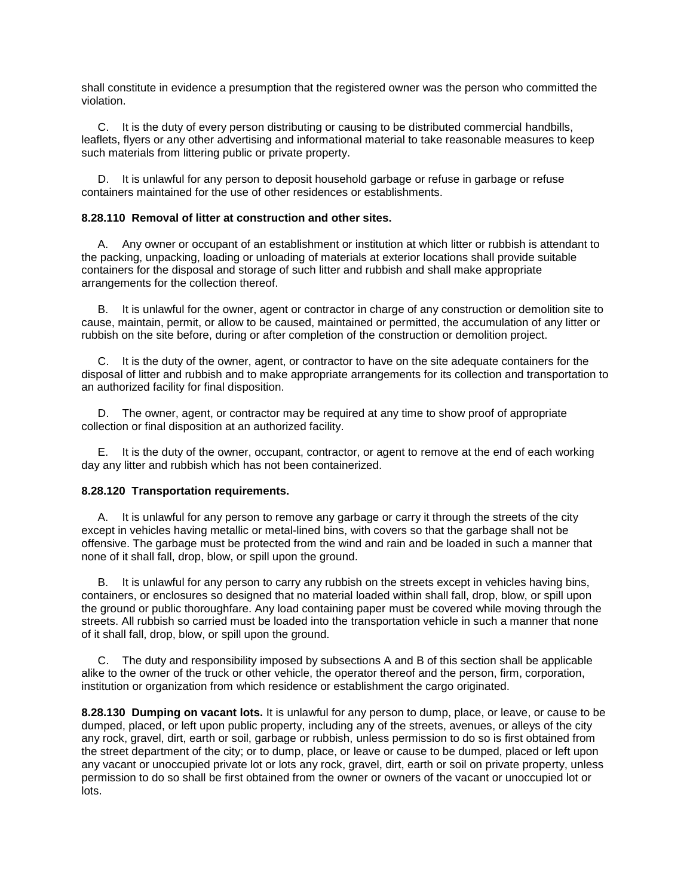shall constitute in evidence a presumption that the registered owner was the person who committed the violation.

C. It is the duty of every person distributing or causing to be distributed commercial handbills, leaflets, flyers or any other advertising and informational material to take reasonable measures to keep such materials from littering public or private property.

D. It is unlawful for any person to deposit household garbage or refuse in garbage or refuse containers maintained for the use of other residences or establishments.

**8.28.110 Removal of litter at construction and other sites.**

A. Any owner or occupant of an establishment or institution at which litter or rubbish is attendant to the packing, unpacking, loading or unloading of materials at exterior locations shall provide suitable containers for the disposal and storage of such litter and rubbish and shall make appropriate arrangements for the collection thereof.

B. It is unlawful for the owner, agent or contractor in charge of any construction or demolition site to cause, maintain, permit, or allow to be caused, maintained or permitted, the accumulation of any litter or rubbish on the site before, during or after completion of the construction or demolition project.

C. It is the duty of the owner, agent, or contractor to have on the site adequate containers for the disposal of litter and rubbish and to make appropriate arrangements for its collection and transportation to an authorized facility for final disposition.

D. The owner, agent, or contractor may be required at any time to show proof of appropriate collection or final disposition at an authorized facility.

E. It is the duty of the owner, occupant, contractor, or agent to remove at the end of each working day any litter and rubbish which has not been containerized.

**8.28.120 Transportation requirements.**

A. It is unlawful for any person to remove any garbage or carry it through the streets of the city except in vehicles having metallic or metal-lined bins, with covers so that the garbage shall not be offensive. The garbage must be protected from the wind and rain and be loaded in such a manner that none of it shall fall, drop, blow, or spill upon the ground.

B. It is unlawful for any person to carry any rubbish on the streets except in vehicles having bins, containers, or enclosures so designed that no material loaded within shall fall, drop, blow, or spill upon the ground or public thoroughfare. Any load containing paper must be covered while moving through the streets. All rubbish so carried must be loaded into the transportation vehicle in such a manner that none of it shall fall, drop, blow, or spill upon the ground.

C. The duty and responsibility imposed by subsections A and B of this section shall be applicable alike to the owner of the truck or other vehicle, the operator thereof and the person, firm, corporation, institution or organization from which residence or establishment the cargo originated.

**8.28.130 Dumping on vacant lots.** It is unlawful for any person to dump, place, or leave, or cause to be dumped, placed, or left upon public property, including any of the streets, avenues, or alleys of the city any rock, gravel, dirt, earth or soil, garbage or rubbish, unless permission to do so is first obtained from the street department of the city; or to dump, place, or leave or cause to be dumped, placed or left upon any vacant or unoccupied private lot or lots any rock, gravel, dirt, earth or soil on private property, unless permission to do so shall be first obtained from the owner or owners of the vacant or unoccupied lot or lots.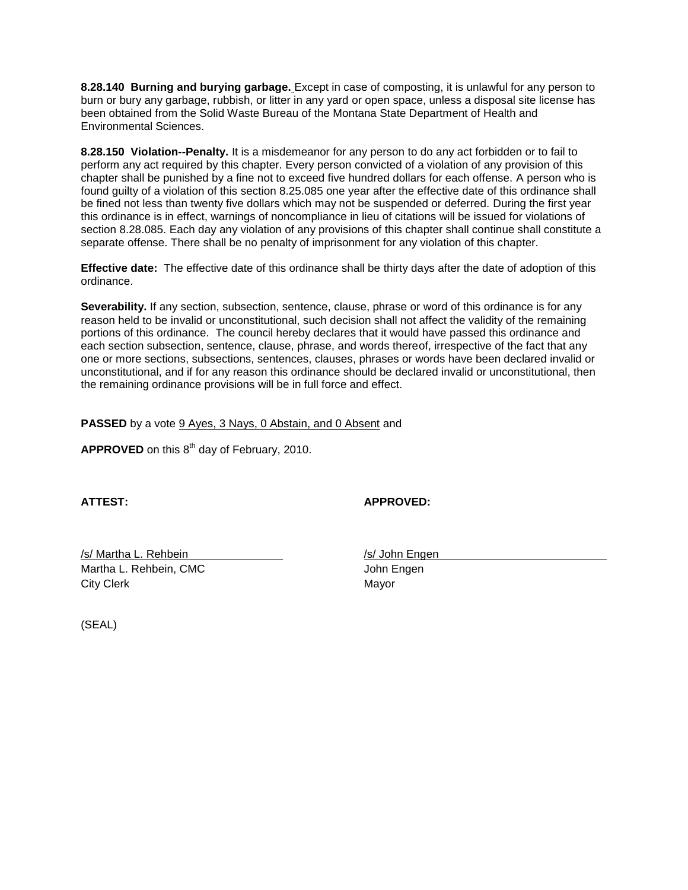**8.28.140 Burning and burying garbage.** Except in case of composting, it is unlawful for any person to burn or bury any garbage, rubbish, or litter in any yard or open space, unless a disposal site license has been obtained from the Solid Waste Bureau of the Montana State Department of Health and Environmental Sciences.

**8.28.150 Violation--Penalty.** It is a misdemeanor for any person to do any act forbidden or to fail to perform any act required by this chapter. Every person convicted of a violation of any provision of this chapter shall be punished by a fine not to exceed five hundred dollars for each offense. A person who is found guilty of a violation of this section 8.25.085 one year after the effective date of this ordinance shall be fined not less than twenty five dollars which may not be suspended or deferred. During the first year this ordinance is in effect, warnings of noncompliance in lieu of citations will be issued for violations of section 8.28.085. Each day any violation of any provisions of this chapter shall continue shall constitute a separate offense. There shall be no penalty of imprisonment for any violation of this chapter.

**Effective date:** The effective date of this ordinance shall be thirty days after the date of adoption of this ordinance.

**Severability.** If any section, subsection, sentence, clause, phrase or word of this ordinance is for any reason held to be invalid or unconstitutional, such decision shall not affect the validity of the remaining portions of this ordinance. The council hereby declares that it would have passed this ordinance and each section subsection, sentence, clause, phrase, and words thereof, irrespective of the fact that any one or more sections, subsections, sentences, clauses, phrases or words have been declared invalid or unconstitutional, and if for any reason this ordinance should be declared invalid or unconstitutional, then the remaining ordinance provisions will be in full force and effect.

**PASSED** by a vote 9 Ayes, 3 Nays, 0 Abstain, and 0 Absent and

**APPROVED** on this 8th day of February, 2010.

**ATTEST:**

/s/ Martha L. Rehbein
Martha L. Rehbein, CMC
City Clerk

**APPROVED:**

/s/ John Engen
John Engen
Mayor

(SEAL)